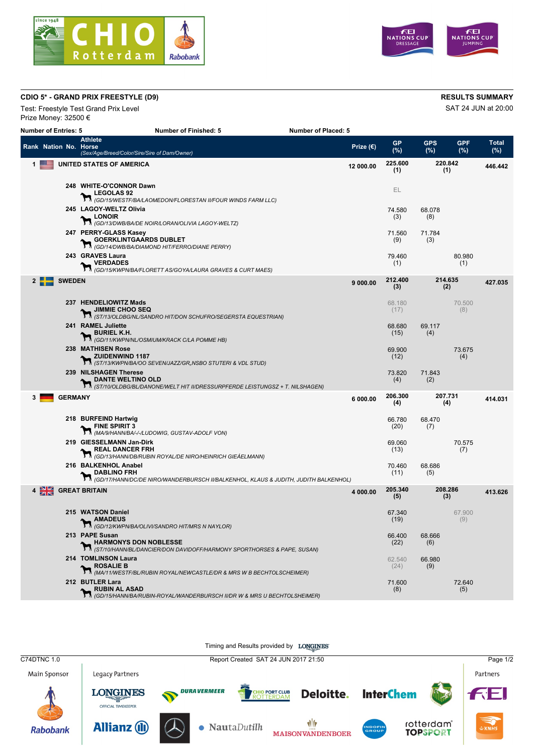# CDIO 5* - GRAND PRIX FREESTYLE (D9)

**RESULTS SUMMARY**

Test: Freestyle Test Grand Prix Level

SAT 24 JUN at 20:00

Prize Money: 32500 €

**Number of Entries: 5** **Number of Finished: 5** **Number of Placed: 5**

| Rank | Nation | No. | Athlete / Horse (Sex/Age/Breed/Color/Sire/Sire of Dam/Owner) | Prize (€) | GP (%) | GPS (%) | GPF (%) | Total (%) |
|---|---|---|---|---|---|---|---|---|
| 1 | UNITED STATES OF AMERICA | | | 12 000.00 | 225.600 (1) | 220.842 (1) | | 446.442 |
| | | 248 | WHITE-O'CONNOR Dawn<br>LEGOLAS 92<br>(GD/15/WESTF/BA/LAOMEDON/FLORESTAN II/FOUR WINDS FARM LLC) | | EL | | | |
| | | 245 | LAGOY-WELTZ Olivia<br>LONOIR<br>(GD/13/DWB/BA/DE NOIR/LORAN/OLIVIA LAGOY-WELTZ) | | 74.580 (3) | 68.078 (8) | | |
| | | 247 | PERRY-GLASS Kasey<br>GOERKLINTGAARDS DUBLET<br>(GD/14/DWB/BA/DIAMOND HIT/FERRO/DIANE PERRY) | | 71.560 (9) | 71.784 (3) | | |
| | | 243 | GRAVES Laura<br>VERDADES<br>(GD/15/KWPN/BA/FLORETT AS/GOYA/LAURA GRAVES & CURT MAES) | | 79.460 (1) | | 80.980 (1) | |
| 2 | SWEDEN | | | 9 000.00 | 212.400 (3) | 214.635 (2) | | 427.035 |
| | | 237 | HENDELIOWITZ Mads<br>JIMMIE CHOO SEQ<br>(ST/13/OLDBG/NL/SANDRO HIT/DON SCHUFRO/SEGERSTA EQUESTRIAN) | | 68.180 (17) | | 70.500 (8) | |
| | | 241 | RAMEL Juliette<br>BURIEL K.H.<br>(GD/11/KWPN/NL/OSMIUM/KRACK C/LA POMME HB) | | 68.680 (15) | 69.117 (4) | | |
| | | 238 | MATHISEN Rose<br>ZUIDENWIND 1187<br>(ST/13/KWPN/BA/OO SEVEN/JAZZ/GR,NSBO STUTERI & VDL STUD) | | 69.900 (12) | | 73.675 (4) | |
| | | 239 | NILSHAGEN Therese<br>DANTE WELTINO OLD<br>(ST/10/OLDBG/BL/DANONE/WELT HIT II/DRESSURPFERDE LEISTUNGSZ + T. NILSHAGEN) | | 73.820 (4) | 71.843 (2) | | |
| 3 | GERMANY | | | 6 000.00 | 206.300 (4) | 207.731 (4) | | 414.031 |
| | | 218 | BURFEIND Hartwig<br>FINE SPIRIT 3<br>(MA/9/HANN/BA/-/-/LUDOWIG, GUSTAV-ADOLF VON) | | 66.780 (20) | 68.470 (7) | | |
| | | 219 | GIESSELMANN Jan-Dirk<br>REAL DANCER FRH<br>(GD/13/HANN/DB/RUBIN ROYAL/DE NIRO/HEINRICH GIEÃELMANN) | | 69.060 (13) | | 70.575 (7) | |
| | | 216 | BALKENHOL Anabel<br>DABLINO FRH<br>(GD/17/HANN/DC/DE NIRO/WANDERBURSCH II/BALKENHOL, KLAUS & JUDITH, JUDITH BALKENHOL) | | 70.460 (11) | 68.686 (5) | | |
| 4 | GREAT BRITAIN | | | 4 000.00 | 205.340 (5) | 208.286 (3) | | 413.626 |
| | | 215 | WATSON Daniel<br>AMADEUS<br>(GD/12/KWPN/BA/OLIVI/SANDRO HIT/MRS N NAYLOR) | | 67.340 (19) | | 67.900 (9) | |
| | | 213 | PAPE Susan<br>HARMONYS DON NOBLESSE<br>(ST/10/HANN/BL/DANCIER/DON DAVIDOFF/HARMONY SPORTHORSES & PAPE, SUSAN) | | 66.400 (22) | 68.666 (6) | | |
| | | 214 | TOMLINSON Laura<br>ROSALIE B<br>(MA/11/WESTF/BL/RUBIN ROYAL/NEWCASTLE/DR & MRS W B BECHTOLSCHEIMER) | | 62.540 (24) | 66.980 (9) | | |
| | | 212 | BUTLER Lara<br>RUBIN AL ASAD<br>(GD/15/HANN/BA/RUBIN-ROYAL/WANDERBURSCH II/DR W & MRS U BECHTOLSHEIMER) | | 71.600 (8) | | 72.640 (5) | |

Timing and Results provided by LONGINES

C74DTNC 1.0 — Report Created SAT 24 JUN 2017 21:50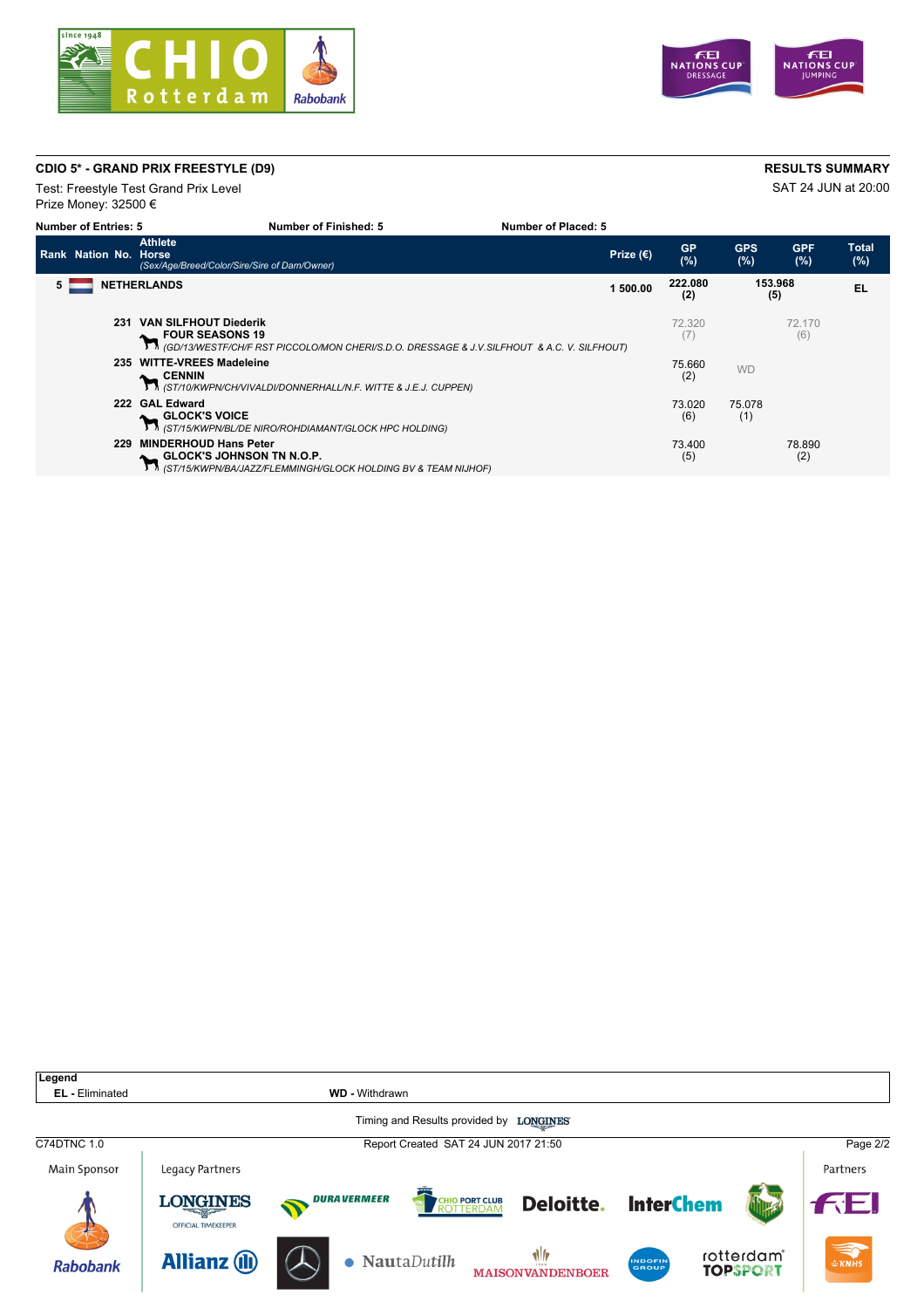**CDIO 5* - GRAND PRIX FREESTYLE (D9)** — **RESULTS SUMMARY**

Test: Freestyle Test Grand Prix Level — SAT 24 JUN at 20:00

Prize Money: 32500 €

**Number of Entries: 5** **Number of Finished: 5** **Number of Placed: 5**

| Rank | Nation | No. | Athlete / Horse (Sex/Age/Breed/Color/Sire/Sire of Dam/Owner) | Prize (€) | GP (%) | GPS (%) | GPF (%) | Total (%) |
|---|---|---|---|---|---|---|---|---|
| 5 | NETHERLANDS | | | 1 500.00 | 222.080 (2) | 153.968 (5) | | EL |
| | | 231 | **VAN SILFHOUT Diederik** / **FOUR SEASONS 19** *(GD/13/WESTF/CH/F RST PICCOLO/MON CHERI/S.D.O. DRESSAGE & J.V.SILFHOUT & A.C. V. SILFHOUT)* | | 72.320 (7) | | 72.170 (6) | |
| | | 235 | **WITTE-VREES Madeleine** / **CENNIN** *(ST/10/KWPN/CH/VIVALDI/DONNERHALL/N.F. WITTE & J.E.J. CUPPEN)* | | 75.660 (2) | WD | | |
| | | 222 | **GAL Edward** / **GLOCK'S VOICE** *(ST/15/KWPN/BL/DE NIRO/ROHDIAMANT/GLOCK HPC HOLDING)* | | 73.020 (6) | 75.078 (1) | | |
| | | 229 | **MINDERHOUD Hans Peter** / **GLOCK'S JOHNSON TN N.O.P.** *(ST/15/KWPN/BA/JAZZ/FLEMMINGH/GLOCK HOLDING BV & TEAM NIJHOF)* | | 73.400 (5) | | 78.890 (2) | |

**Legend**

**EL -** Eliminated  **WD -** Withdrawn

Timing and Results provided by LONGINES

C74DTNC 1.0 — Report Created SAT 24 JUN 2017 21:50